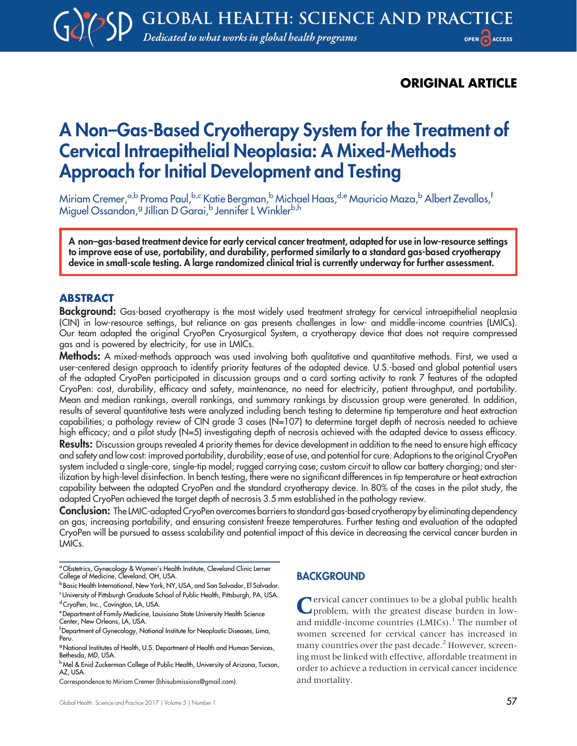ORIGINAL ARTICLE

# A Non–Gas-Based Cryotherapy System for the Treatment of Cervical Intraepithelial Neoplasia: A Mixed-Methods Approach for Initial Development and Testing

Miriam Cremer,[a,b] Proma Paul,[b,c] Katie Bergman,[b] Michael Haas,[d,e] Mauricio Maza,[b] Albert Zevallos,[f] Miguel Ossandon,[g] Jillian D Garai,[b] Jennifer L Winkler[b,h]

**A non–gas-based treatment device for early cervical cancer treatment, adapted for use in low-resource settings to improve ease of use, portability, and durability, performed similarly to a standard gas-based cryotherapy device in small-scale testing. A large randomized clinical trial is currently underway for further assessment.**

## ABSTRACT

**Background:** Gas-based cryotherapy is the most widely used treatment strategy for cervical intraepithelial neoplasia (CIN) in low-resource settings, but reliance on gas presents challenges in low- and middle-income countries (LMICs). Our team adapted the original CryoPen Cryosurgical System, a cryotherapy device that does not require compressed gas and is powered by electricity, for use in LMICs.

**Methods:** A mixed-methods approach was used involving both qualitative and quantitative methods. First, we used a user-centered design approach to identify priority features of the adapted device. U.S.-based and global potential users of the adapted CryoPen participated in discussion groups and a card sorting activity to rank 7 features of the adapted CryoPen: cost, durability, efficacy and safety, maintenance, no need for electricity, patient throughput, and portability. Mean and median rankings, overall rankings, and summary rankings by discussion group were generated. In addition, results of several quantitative tests were analyzed including bench testing to determine tip temperature and heat extraction capabilities; a pathology review of CIN grade 3 cases (N=107) to determine target depth of necrosis needed to achieve high efficacy; and a pilot study (N=5) investigating depth of necrosis achieved with the adapted device to assess efficacy.

**Results:** Discussion groups revealed 4 priority themes for device development in addition to the need to ensure high efficacy and safety and low cost: improved portability, durability, ease of use, and potential for cure. Adaptions to the original CryoPen system included a single-core, single-tip model; rugged carrying case; custom circuit to allow car battery charging; and sterilization by high-level disinfection. In bench testing, there were no significant differences in tip temperature or heat extraction capability between the adapted CryoPen and the standard cryotherapy device. In 80% of the cases in the pilot study, the adapted CryoPen achieved the target depth of necrosis 3.5 mm established in the pathology review.

**Conclusion:** The LMIC-adapted CryoPen overcomes barriers to standard gas-based cryotherapy by eliminating dependency on gas, increasing portability, and ensuring consistent freeze temperatures. Further testing and evaluation of the adapted CryoPen will be pursued to assess scalability and potential impact of this device in decreasing the cervical cancer burden in LMICs.

[a] Obstetrics, Gynecology & Women's Health Institute, Cleveland Clinic Lerner College of Medicine, Cleveland, OH, USA.
[b] Basic Health International, New York, NY, USA, and San Salvador, El Salvador.
[c] University of Pittsburgh Graduate School of Public Health, Pittsburgh, PA, USA.
[d] CryoPen, Inc., Covington, LA, USA.
[e] Department of Family Medicine, Louisiana State University Health Science Center, New Orleans, LA, USA.
[f] Department of Gynecology, National Institute for Neoplastic Diseases, Lima, Peru.
[g] National Institutes of Health, U.S. Department of Health and Human Services, Bethesda, MD, USA.
[h] Mel & Enid Zuckerman College of Public Health, University of Arizona, Tucson, AZ, USA.

Correspondence to Miriam Cremer (bhisubmissions@gmail.com).

## BACKGROUND

Cervical cancer continues to be a global public health problem, with the greatest disease burden in low- and middle-income countries (LMICs).[1] The number of women screened for cervical cancer has increased in many countries over the past decade.[2] However, screening must be linked with effective, affordable treatment in order to achieve a reduction in cervical cancer incidence and mortality.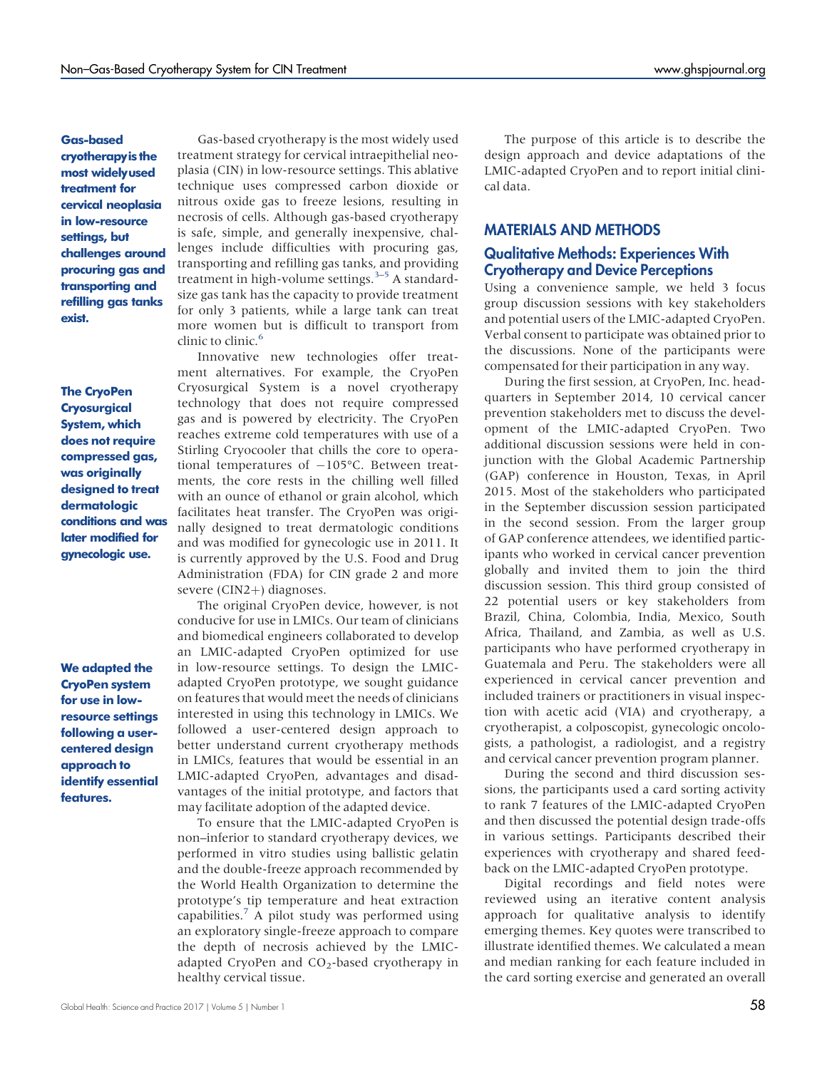**Gas-based cryotherapy is the most widely used treatment for cervical neoplasia in low-resource settings, but challenges around procuring gas and transporting and refilling gas tanks exist.**

Gas-based cryotherapy is the most widely used treatment strategy for cervical intraepithelial neoplasia (CIN) in low-resource settings. This ablative technique uses compressed carbon dioxide or nitrous oxide gas to freeze lesions, resulting in necrosis of cells. Although gas-based cryotherapy is safe, simple, and generally inexpensive, challenges include difficulties with procuring gas, transporting and refilling gas tanks, and providing treatment in high-volume settings.[3–5] A standard-size gas tank has the capacity to provide treatment for only 3 patients, while a large tank can treat more women but is difficult to transport from clinic to clinic.[6]

**The CryoPen Cryosurgical System, which does not require compressed gas, was originally designed to treat dermatologic conditions and was later modified for gynecologic use.**

Innovative new technologies offer treatment alternatives. For example, the CryoPen Cryosurgical System is a novel cryotherapy technology that does not require compressed gas and is powered by electricity. The CryoPen reaches extreme cold temperatures with use of a Stirling Cryocooler that chills the core to operational temperatures of −105°C. Between treatments, the core rests in the chilling well filled with an ounce of ethanol or grain alcohol, which facilitates heat transfer. The CryoPen was originally designed to treat dermatologic conditions and was modified for gynecologic use in 2011. It is currently approved by the U.S. Food and Drug Administration (FDA) for CIN grade 2 and more severe (CIN2+) diagnoses.

**We adapted the CryoPen system for use in low-resource settings following a user-centered design approach to identify essential features.**

The original CryoPen device, however, is not conducive for use in LMICs. Our team of clinicians and biomedical engineers collaborated to develop an LMIC-adapted CryoPen optimized for use in low-resource settings. To design the LMIC-adapted CryoPen prototype, we sought guidance on features that would meet the needs of clinicians interested in using this technology in LMICs. We followed a user-centered design approach to better understand current cryotherapy methods in LMICs, features that would be essential in an LMIC-adapted CryoPen, advantages and disadvantages of the initial prototype, and factors that may facilitate adoption of the adapted device.

To ensure that the LMIC-adapted CryoPen is non–inferior to standard cryotherapy devices, we performed in vitro studies using ballistic gelatin and the double-freeze approach recommended by the World Health Organization to determine the prototype's tip temperature and heat extraction capabilities.[7] A pilot study was performed using an exploratory single-freeze approach to compare the depth of necrosis achieved by the LMIC-adapted CryoPen and $CO_2$-based cryotherapy in healthy cervical tissue.

The purpose of this article is to describe the design approach and device adaptations of the LMIC-adapted CryoPen and to report initial clinical data.

## MATERIALS AND METHODS

### Qualitative Methods: Experiences With Cryotherapy and Device Perceptions

Using a convenience sample, we held 3 focus group discussion sessions with key stakeholders and potential users of the LMIC-adapted CryoPen. Verbal consent to participate was obtained prior to the discussions. None of the participants were compensated for their participation in any way.

During the first session, at CryoPen, Inc. headquarters in September 2014, 10 cervical cancer prevention stakeholders met to discuss the development of the LMIC-adapted CryoPen. Two additional discussion sessions were held in conjunction with the Global Academic Partnership (GAP) conference in Houston, Texas, in April 2015. Most of the stakeholders who participated in the September discussion session participated in the second session. From the larger group of GAP conference attendees, we identified participants who worked in cervical cancer prevention globally and invited them to join the third discussion session. This third group consisted of 22 potential users or key stakeholders from Brazil, China, Colombia, India, Mexico, South Africa, Thailand, and Zambia, as well as U.S. participants who have performed cryotherapy in Guatemala and Peru. The stakeholders were all experienced in cervical cancer prevention and included trainers or practitioners in visual inspection with acetic acid (VIA) and cryotherapy, a cryotherapist, a colposcopist, gynecologic oncologists, a pathologist, a radiologist, and a registry and cervical cancer prevention program planner.

During the second and third discussion sessions, the participants used a card sorting activity to rank 7 features of the LMIC-adapted CryoPen and then discussed the potential design trade-offs in various settings. Participants described their experiences with cryotherapy and shared feedback on the LMIC-adapted CryoPen prototype.

Digital recordings and field notes were reviewed using an iterative content analysis approach for qualitative analysis to identify emerging themes. Key quotes were transcribed to illustrate identified themes. We calculated a mean and median ranking for each feature included in the card sorting exercise and generated an overall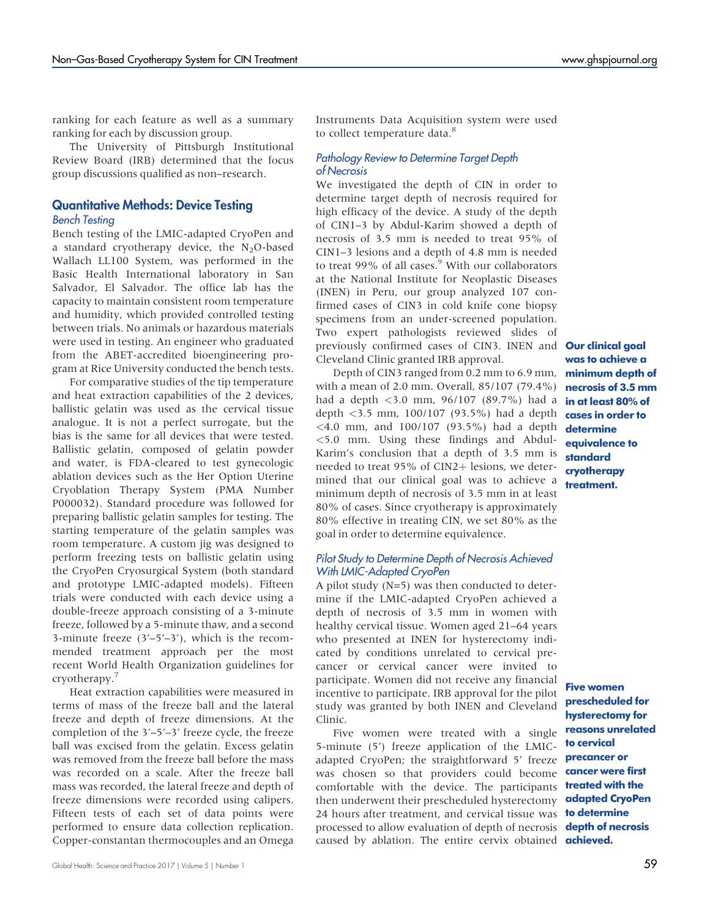ranking for each feature as well as a summary ranking for each by discussion group.

The University of Pittsburgh Institutional Review Board (IRB) determined that the focus group discussions qualified as non–research.

## Quantitative Methods: Device Testing

### *Bench Testing*

Bench testing of the LMIC-adapted CryoPen and a standard cryotherapy device, the $N_2O$-based Wallach LL100 System, was performed in the Basic Health International laboratory in San Salvador, El Salvador. The office lab has the capacity to maintain consistent room temperature and humidity, which provided controlled testing between trials. No animals or hazardous materials were used in testing. An engineer who graduated from the ABET-accredited bioengineering program at Rice University conducted the bench tests.

For comparative studies of the tip temperature and heat extraction capabilities of the 2 devices, ballistic gelatin was used as the cervical tissue analogue. It is not a perfect surrogate, but the bias is the same for all devices that were tested. Ballistic gelatin, composed of gelatin powder and water, is FDA-cleared to test gynecologic ablation devices such as the Her Option Uterine Cryoblation Therapy System (PMA Number P000032). Standard procedure was followed for preparing ballistic gelatin samples for testing. The starting temperature of the gelatin samples was room temperature. A custom jig was designed to perform freezing tests on ballistic gelatin using the CryoPen Cryosurgical System (both standard and prototype LMIC-adapted models). Fifteen trials were conducted with each device using a double-freeze approach consisting of a 3-minute freeze, followed by a 5-minute thaw, and a second 3-minute freeze (3′–5′–3′), which is the recommended treatment approach per the most recent World Health Organization guidelines for cryotherapy.[7]

Heat extraction capabilities were measured in terms of mass of the freeze ball and the lateral freeze and depth of freeze dimensions. At the completion of the 3′–5′–3′ freeze cycle, the freeze ball was excised from the gelatin. Excess gelatin was removed from the freeze ball before the mass was recorded on a scale. After the freeze ball mass was recorded, the lateral freeze and depth of freeze dimensions were recorded using calipers. Fifteen tests of each set of data points were performed to ensure data collection replication. Copper-constantan thermocouples and an Omega Instruments Data Acquisition system were used to collect temperature data.[8]

### *Pathology Review to Determine Target Depth of Necrosis*

We investigated the depth of CIN in order to determine target depth of necrosis required for high efficacy of the device. A study of the depth of CIN1–3 by Abdul-Karim showed a depth of necrosis of 3.5 mm is needed to treat 95% of CIN1–3 lesions and a depth of 4.8 mm is needed to treat 99% of all cases.[9] With our collaborators at the National Institute for Neoplastic Diseases (INEN) in Peru, our group analyzed 107 confirmed cases of CIN3 in cold knife cone biopsy specimens from an under-screened population. Two expert pathologists reviewed slides of previously confirmed cases of CIN3. INEN and Cleveland Clinic granted IRB approval.

Depth of CIN3 ranged from 0.2 mm to 6.9 mm, with a mean of 2.0 mm. Overall, 85/107 (79.4%) had a depth <3.0 mm, 96/107 (89.7%) had a depth <3.5 mm, 100/107 (93.5%) had a depth <4.0 mm, and 100/107 (93.5%) had a depth <5.0 mm. Using these findings and Abdul-Karim's conclusion that a depth of 3.5 mm is needed to treat 95% of CIN2+ lesions, we determined that our clinical goal was to achieve a minimum depth of necrosis of 3.5 mm in at least 80% of cases. Since cryotherapy is approximately 80% effective in treating CIN, we set 80% as the goal in order to determine equivalence.

**Our clinical goal was to achieve a minimum depth of necrosis of 3.5 mm in at least 80% of cases in order to determine equivalence to standard cryotherapy treatment.**

### *Pilot Study to Determine Depth of Necrosis Achieved With LMIC-Adapted CryoPen*

A pilot study (N=5) was then conducted to determine if the LMIC-adapted CryoPen achieved a depth of necrosis of 3.5 mm in women with healthy cervical tissue. Women aged 21–64 years who presented at INEN for hysterectomy indicated by conditions unrelated to cervical precancer or cervical cancer were invited to participate. Women did not receive any financial incentive to participate. IRB approval for the pilot study was granted by both INEN and Cleveland Clinic.

Five women were treated with a single 5-minute (5′) freeze application of the LMIC-adapted CryoPen; the straightforward 5′ freeze was chosen so that providers could become comfortable with the device. The participants then underwent their prescheduled hysterectomy 24 hours after treatment, and cervical tissue was processed to allow evaluation of depth of necrosis caused by ablation. The entire cervix obtained

**Five women prescheduled for hysterectomy for reasons unrelated to cervical precancer or cancer were first treated with the adapted CryoPen to determine depth of necrosis achieved.**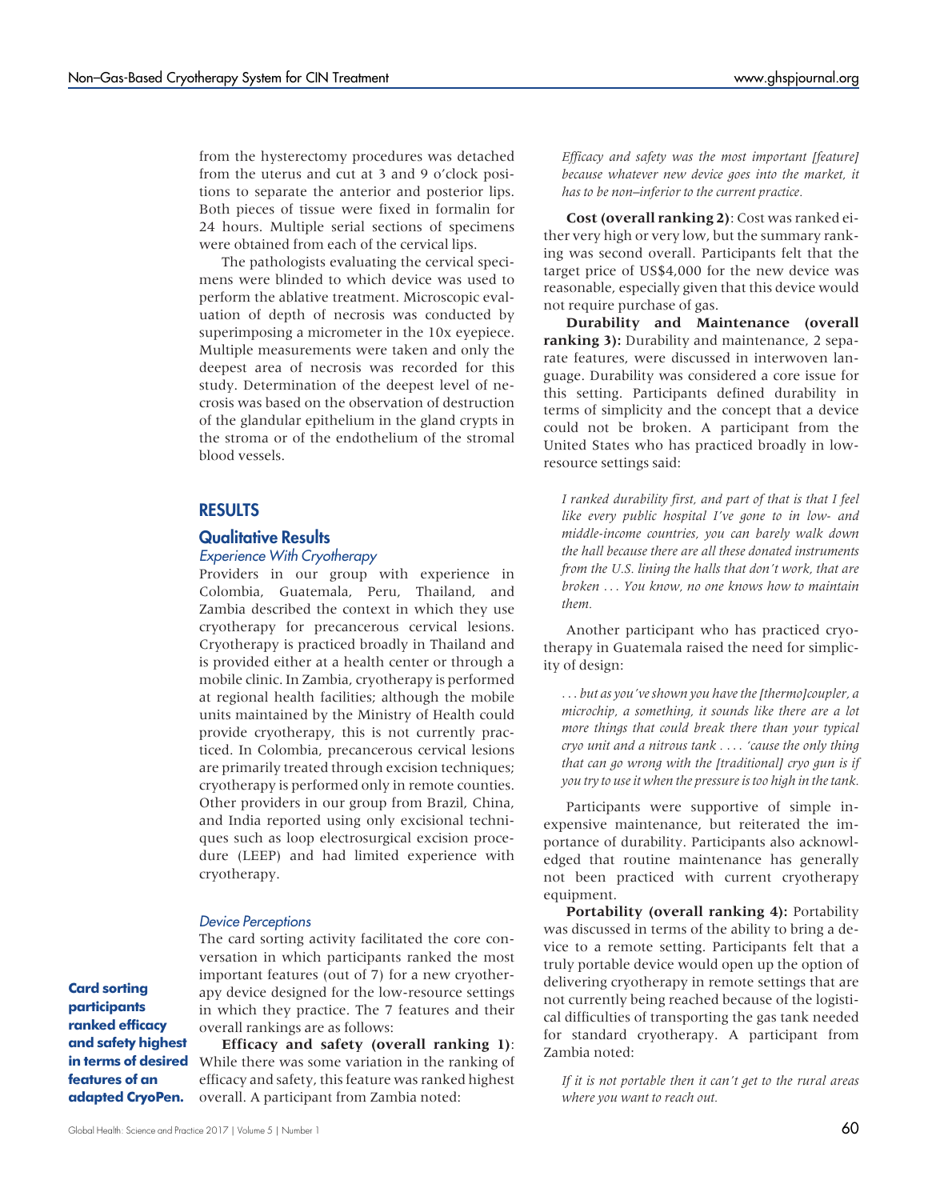from the hysterectomy procedures was detached from the uterus and cut at 3 and 9 o'clock positions to separate the anterior and posterior lips. Both pieces of tissue were fixed in formalin for 24 hours. Multiple serial sections of specimens were obtained from each of the cervical lips.

The pathologists evaluating the cervical specimens were blinded to which device was used to perform the ablative treatment. Microscopic evaluation of depth of necrosis was conducted by superimposing a micrometer in the 10x eyepiece. Multiple measurements were taken and only the deepest area of necrosis was recorded for this study. Determination of the deepest level of necrosis was based on the observation of destruction of the glandular epithelium in the gland crypts in the stroma or of the endothelium of the stromal blood vessels.

## RESULTS

### Qualitative Results

#### Experience With Cryotherapy

Providers in our group with experience in Colombia, Guatemala, Peru, Thailand, and Zambia described the context in which they use cryotherapy for precancerous cervical lesions. Cryotherapy is practiced broadly in Thailand and is provided either at a health center or through a mobile clinic. In Zambia, cryotherapy is performed at regional health facilities; although the mobile units maintained by the Ministry of Health could provide cryotherapy, this is not currently practiced. In Colombia, precancerous cervical lesions are primarily treated through excision techniques; cryotherapy is performed only in remote counties. Other providers in our group from Brazil, China, and India reported using only excisional techniques such as loop electrosurgical excision procedure (LEEP) and had limited experience with cryotherapy.

#### Device Perceptions

The card sorting activity facilitated the core conversation in which participants ranked the most important features (out of 7) for a new cryotherapy device designed for the low-resource settings in which they practice. The 7 features and their overall rankings are as follows:

**Card sorting participants ranked efficacy and safety highest in terms of desired features of an adapted CryoPen.**

**Efficacy and safety (overall ranking 1)**: While there was some variation in the ranking of efficacy and safety, this feature was ranked highest overall. A participant from Zambia noted:

> *Efficacy and safety was the most important [feature] because whatever new device goes into the market, it has to be non–inferior to the current practice.*

**Cost (overall ranking 2)**: Cost was ranked either very high or very low, but the summary ranking was second overall. Participants felt that the target price of US$4,000 for the new device was reasonable, especially given that this device would not require purchase of gas.

**Durability and Maintenance (overall ranking 3):** Durability and maintenance, 2 separate features, were discussed in interwoven language. Durability was considered a core issue for this setting. Participants defined durability in terms of simplicity and the concept that a device could not be broken. A participant from the United States who has practiced broadly in low-resource settings said:

> *I ranked durability first, and part of that is that I feel like every public hospital I've gone to in low- and middle-income countries, you can barely walk down the hall because there are all these donated instruments from the U.S. lining the halls that don't work, that are broken . . . You know, no one knows how to maintain them.*

Another participant who has practiced cryotherapy in Guatemala raised the need for simplicity of design:

> *. . . but as you've shown you have the [thermo]coupler, a microchip, a something, it sounds like there are a lot more things that could break there than your typical cryo unit and a nitrous tank . . . . 'cause the only thing that can go wrong with the [traditional] cryo gun is if you try to use it when the pressure is too high in the tank.*

Participants were supportive of simple inexpensive maintenance, but reiterated the importance of durability. Participants also acknowledged that routine maintenance has generally not been practiced with current cryotherapy equipment.

**Portability (overall ranking 4):** Portability was discussed in terms of the ability to bring a device to a remote setting. Participants felt that a truly portable device would open up the option of delivering cryotherapy in remote settings that are not currently being reached because of the logistical difficulties of transporting the gas tank needed for standard cryotherapy. A participant from Zambia noted:

> *If it is not portable then it can't get to the rural areas where you want to reach out.*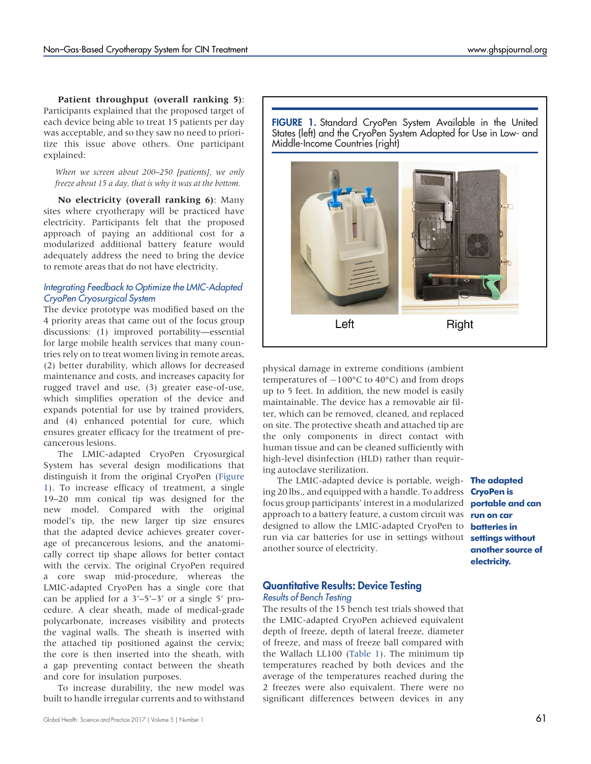**Patient throughput (overall ranking 5)**: Participants explained that the proposed target of each device being able to treat 15 patients per day was acceptable, and so they saw no need to prioritize this issue above others. One participant explained:

> *When we screen about 200–250 [patients], we only freeze about 15 a day, that is why it was at the bottom.*

**No electricity (overall ranking 6)**: Many sites where cryotherapy will be practiced have electricity. Participants felt that the proposed approach of paying an additional cost for a modularized additional battery feature would adequately address the need to bring the device to remote areas that do not have electricity.

### *Integrating Feedback to Optimize the LMIC-Adapted CryoPen Cryosurgical System*

The device prototype was modified based on the 4 priority areas that came out of the focus group discussions: (1) improved portability—essential for large mobile health services that many countries rely on to treat women living in remote areas, (2) better durability, which allows for decreased maintenance and costs, and increases capacity for rugged travel and use, (3) greater ease-of-use, which simplifies operation of the device and expands potential for use by trained providers, and (4) enhanced potential for cure, which ensures greater efficacy for the treatment of precancerous lesions.

The LMIC-adapted CryoPen Cryosurgical System has several design modifications that distinguish it from the original CryoPen (Figure 1). To increase efficacy of treatment, a single 19–20 mm conical tip was designed for the new model. Compared with the original model's tip, the new larger tip size ensures that the adapted device achieves greater coverage of precancerous lesions, and the anatomically correct tip shape allows for better contact with the cervix. The original CryoPen required a core swap mid-procedure, whereas the LMIC-adapted CryoPen has a single core that can be applied for a 3′–5′–3′ or a single 5′ procedure. A clear sheath, made of medical-grade polycarbonate, increases visibility and protects the vaginal walls. The sheath is inserted with the attached tip positioned against the cervix; the core is then inserted into the sheath, with a gap preventing contact between the sheath and core for insulation purposes.

To increase durability, the new model was built to handle irregular currents and to withstand physical damage in extreme conditions (ambient temperatures of −100°C to 40°C) and from drops up to 5 feet. In addition, the new model is easily maintainable. The device has a removable air filter, which can be removed, cleaned, and replaced on site. The protective sheath and attached tip are the only components in direct contact with human tissue and can be cleaned sufficiently with high-level disinfection (HLD) rather than requiring autoclave sterilization.

**FIGURE 1.** Standard CryoPen System Available in the United States (left) and the CryoPen System Adapted for Use in Low- and Middle-Income Countries (right)

The LMIC-adapted device is portable, weighing 20 lbs., and equipped with a handle. To address focus group participants' interest in a modularized approach to a battery feature, a custom circuit was designed to allow the LMIC-adapted CryoPen to run via car batteries for use in settings without another source of electricity.

**The adapted CryoPen is portable and can run on car batteries in settings without another source of electricity.**

## Quantitative Results: Device Testing

### *Results of Bench Testing*

The results of the 15 bench test trials showed that the LMIC-adapted CryoPen achieved equivalent depth of freeze, depth of lateral freeze, diameter of freeze, and mass of freeze ball compared with the Wallach LL100 (Table 1). The minimum tip temperatures reached by both devices and the average of the temperatures reached during the 2 freezes were also equivalent. There were no significant differences between devices in any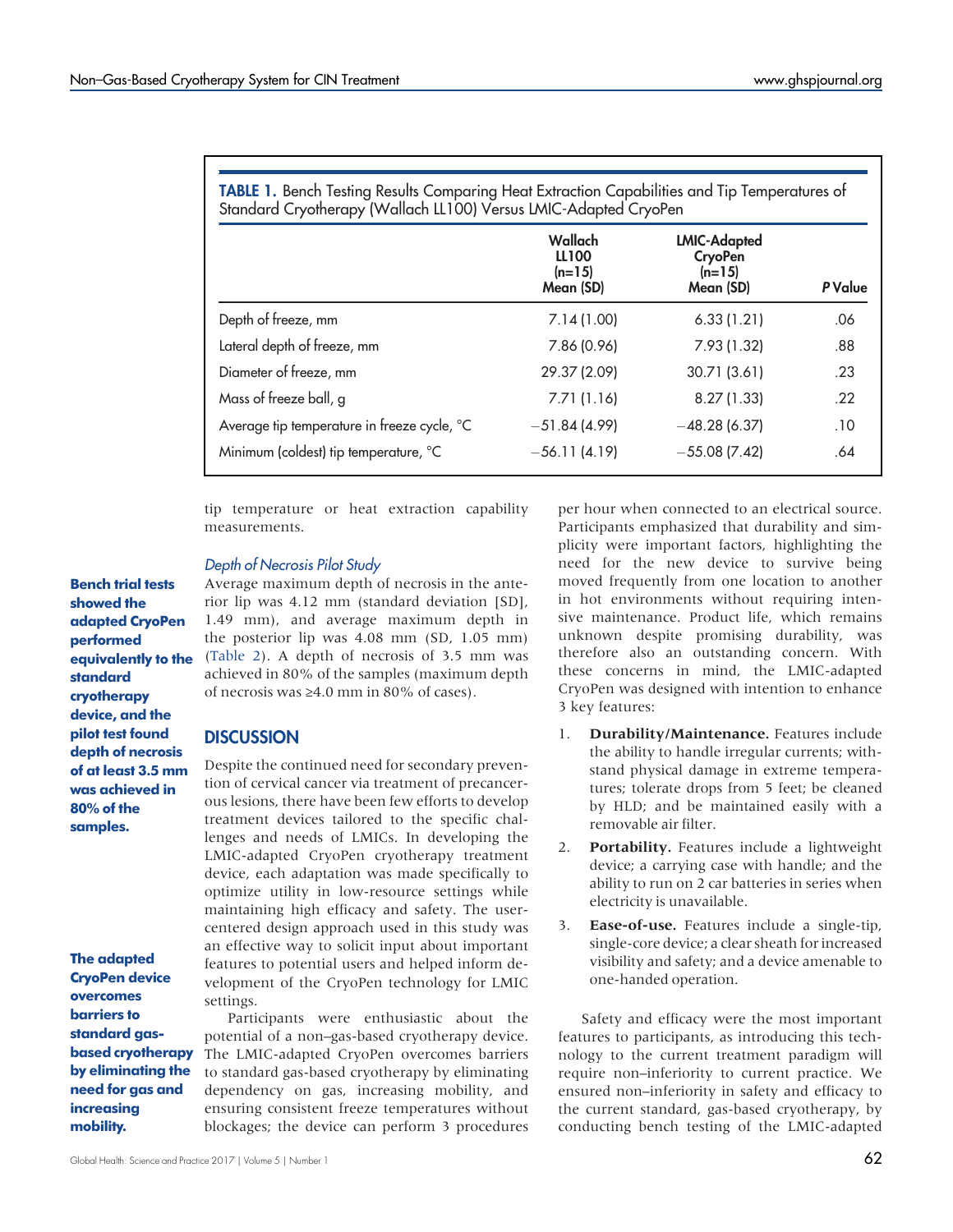**TABLE 1.** Bench Testing Results Comparing Heat Extraction Capabilities and Tip Temperatures of Standard Cryotherapy (Wallach LL100) Versus LMIC-Adapted CryoPen

| | Wallach LL100 (n=15) Mean (SD) | LMIC-Adapted CryoPen (n=15) Mean (SD) | P Value |
|---|---|---|---|
| Depth of freeze, mm | 7.14 (1.00) | 6.33 (1.21) | .06 |
| Lateral depth of freeze, mm | 7.86 (0.96) | 7.93 (1.32) | .88 |
| Diameter of freeze, mm | 29.37 (2.09) | 30.71 (3.61) | .23 |
| Mass of freeze ball, g | 7.71 (1.16) | 8.27 (1.33) | .22 |
| Average tip temperature in freeze cycle, °C | −51.84 (4.99) | −48.28 (6.37) | .10 |
| Minimum (coldest) tip temperature, °C | −56.11 (4.19) | −55.08 (7.42) | .64 |

tip temperature or heat extraction capability measurements.

### *Depth of Necrosis Pilot Study*

**Bench trial tests showed the adapted CryoPen performed equivalently to the standard cryotherapy device, and the pilot test found depth of necrosis of at least 3.5 mm was achieved in 80% of the samples.**

Average maximum depth of necrosis in the anterior lip was 4.12 mm (standard deviation [SD], 1.49 mm), and average maximum depth in the posterior lip was 4.08 mm (SD, 1.05 mm) (Table 2). A depth of necrosis of 3.5 mm was achieved in 80% of the samples (maximum depth of necrosis was ≥4.0 mm in 80% of cases).

## DISCUSSION

Despite the continued need for secondary prevention of cervical cancer via treatment of precancerous lesions, there have been few efforts to develop treatment devices tailored to the specific challenges and needs of LMICs. In developing the LMIC-adapted CryoPen cryotherapy treatment device, each adaptation was made specifically to optimize utility in low-resource settings while maintaining high efficacy and safety. The user-centered design approach used in this study was an effective way to solicit input about important features to potential users and helped inform development of the CryoPen technology for LMIC settings.

**The adapted CryoPen device overcomes barriers to standard gas-based cryotherapy by eliminating the need for gas and increasing mobility.**

Participants were enthusiastic about the potential of a non–gas-based cryotherapy device. The LMIC-adapted CryoPen overcomes barriers to standard gas-based cryotherapy by eliminating dependency on gas, increasing mobility, and ensuring consistent freeze temperatures without blockages; the device can perform 3 procedures per hour when connected to an electrical source. Participants emphasized that durability and simplicity were important factors, highlighting the need for the new device to survive being moved frequently from one location to another in hot environments without requiring intensive maintenance. Product life, which remains unknown despite promising durability, was therefore also an outstanding concern. With these concerns in mind, the LMIC-adapted CryoPen was designed with intention to enhance 3 key features:

1. **Durability/Maintenance.** Features include the ability to handle irregular currents; withstand physical damage in extreme temperatures; tolerate drops from 5 feet; be cleaned by HLD; and be maintained easily with a removable air filter.
2. **Portability.** Features include a lightweight device; a carrying case with handle; and the ability to run on 2 car batteries in series when electricity is unavailable.
3. **Ease-of-use.** Features include a single-tip, single-core device; a clear sheath for increased visibility and safety; and a device amenable to one-handed operation.

Safety and efficacy were the most important features to participants, as introducing this technology to the current treatment paradigm will require non–inferiority to current practice. We ensured non–inferiority in safety and efficacy to the current standard, gas-based cryotherapy, by conducting bench testing of the LMIC-adapted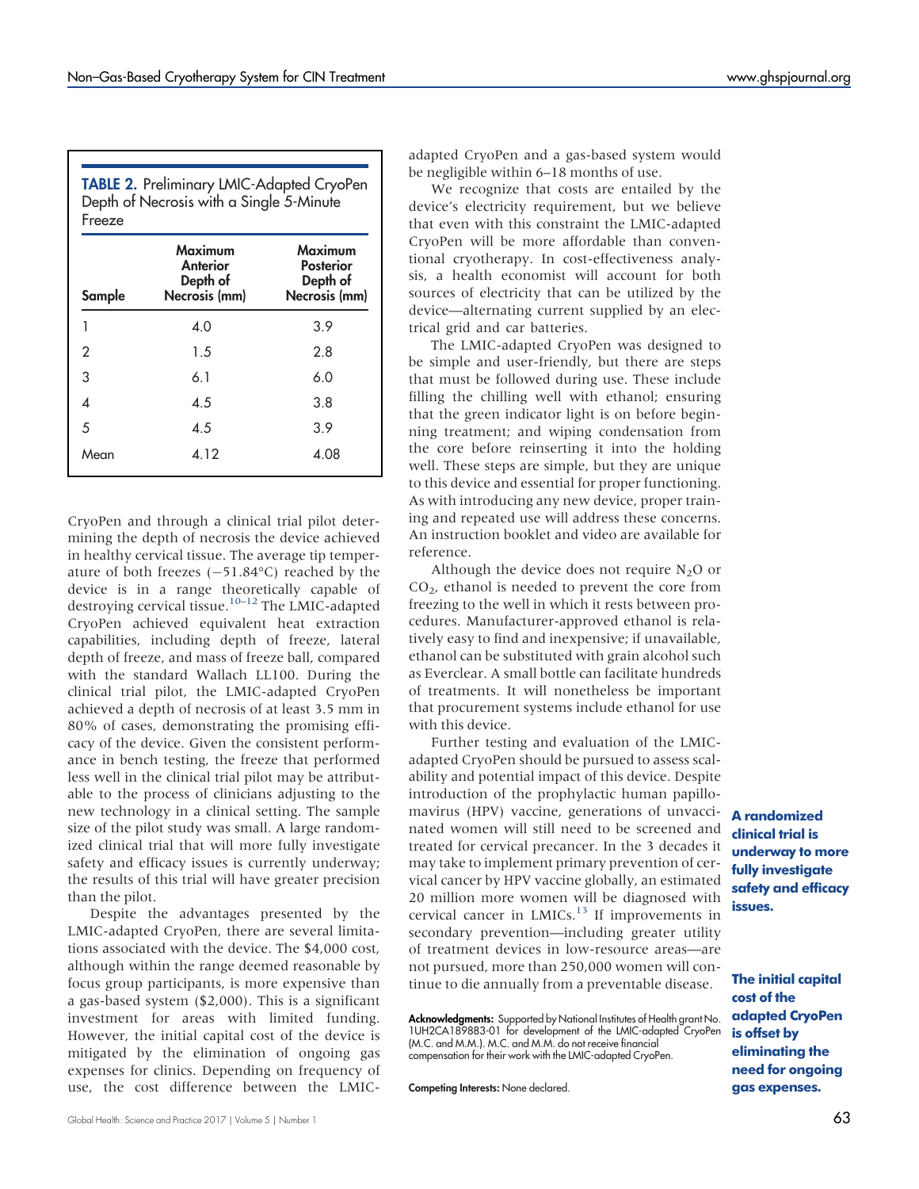**TABLE 2.** Preliminary LMIC-Adapted CryoPen Depth of Necrosis with a Single 5-Minute Freeze

| Sample | Maximum Anterior Depth of Necrosis (mm) | Maximum Posterior Depth of Necrosis (mm) |
|---|---|---|
| 1 | 4.0 | 3.9 |
| 2 | 1.5 | 2.8 |
| 3 | 6.1 | 6.0 |
| 4 | 4.5 | 3.8 |
| 5 | 4.5 | 3.9 |
| Mean | 4.12 | 4.08 |

CryoPen and through a clinical trial pilot determining the depth of necrosis the device achieved in healthy cervical tissue. The average tip temperature of both freezes (−51.84°C) reached by the device is in a range theoretically capable of destroying cervical tissue.[10–12] The LMIC-adapted CryoPen achieved equivalent heat extraction capabilities, including depth of freeze, lateral depth of freeze, and mass of freeze ball, compared with the standard Wallach LL100. During the clinical trial pilot, the LMIC-adapted CryoPen achieved a depth of necrosis of at least 3.5 mm in 80% of cases, demonstrating the promising efficacy of the device. Given the consistent performance in bench testing, the freeze that performed less well in the clinical trial pilot may be attributable to the process of clinicians adjusting to the new technology in a clinical setting. The sample size of the pilot study was small. A large randomized clinical trial that will more fully investigate safety and efficacy issues is currently underway; the results of this trial will have greater precision than the pilot.

Despite the advantages presented by the LMIC-adapted CryoPen, there are several limitations associated with the device. The $4,000 cost, although within the range deemed reasonable by focus group participants, is more expensive than a gas-based system ($2,000). This is a significant investment for areas with limited funding. However, the initial capital cost of the device is mitigated by the elimination of ongoing gas expenses for clinics. Depending on frequency of use, the cost difference between the LMIC-adapted CryoPen and a gas-based system would be negligible within 6–18 months of use.

We recognize that costs are entailed by the device's electricity requirement, but we believe that even with this constraint the LMIC-adapted CryoPen will be more affordable than conventional cryotherapy. In cost-effectiveness analysis, a health economist will account for both sources of electricity that can be utilized by the device—alternating current supplied by an electrical grid and car batteries.

The LMIC-adapted CryoPen was designed to be simple and user-friendly, but there are steps that must be followed during use. These include filling the chilling well with ethanol; ensuring that the green indicator light is on before beginning treatment; and wiping condensation from the core before reinserting it into the holding well. These steps are simple, but they are unique to this device and essential for proper functioning. As with introducing any new device, proper training and repeated use will address these concerns. An instruction booklet and video are available for reference.

Although the device does not require $N_2O$ or $CO_2$, ethanol is needed to prevent the core from freezing to the well in which it rests between procedures. Manufacturer-approved ethanol is relatively easy to find and inexpensive; if unavailable, ethanol can be substituted with grain alcohol such as Everclear. A small bottle can facilitate hundreds of treatments. It will nonetheless be important that procurement systems include ethanol for use with this device.

Further testing and evaluation of the LMIC-adapted CryoPen should be pursued to assess scalability and potential impact of this device. Despite introduction of the prophylactic human papillomavirus (HPV) vaccine, generations of unvaccinated women will still need to be screened and treated for cervical precancer. In the 3 decades it may take to implement primary prevention of cervical cancer by HPV vaccine globally, an estimated 20 million more women will be diagnosed with cervical cancer in LMICs.[13] If improvements in secondary prevention—including greater utility of treatment devices in low-resource areas—are not pursued, more than 250,000 women will continue to die annually from a preventable disease.

**A randomized clinical trial is underway to more fully investigate safety and efficacy issues.**

**The initial capital cost of the adapted CryoPen is offset by eliminating the need for ongoing gas expenses.**

**Acknowledgments:** Supported by National Institutes of Health grant No. 1UH2CA189883-01 for development of the LMIC-adapted CryoPen (M.C. and M.M.). M.C. and M.M. do not receive financial compensation for their work with the LMIC-adapted CryoPen.

**Competing Interests:** None declared.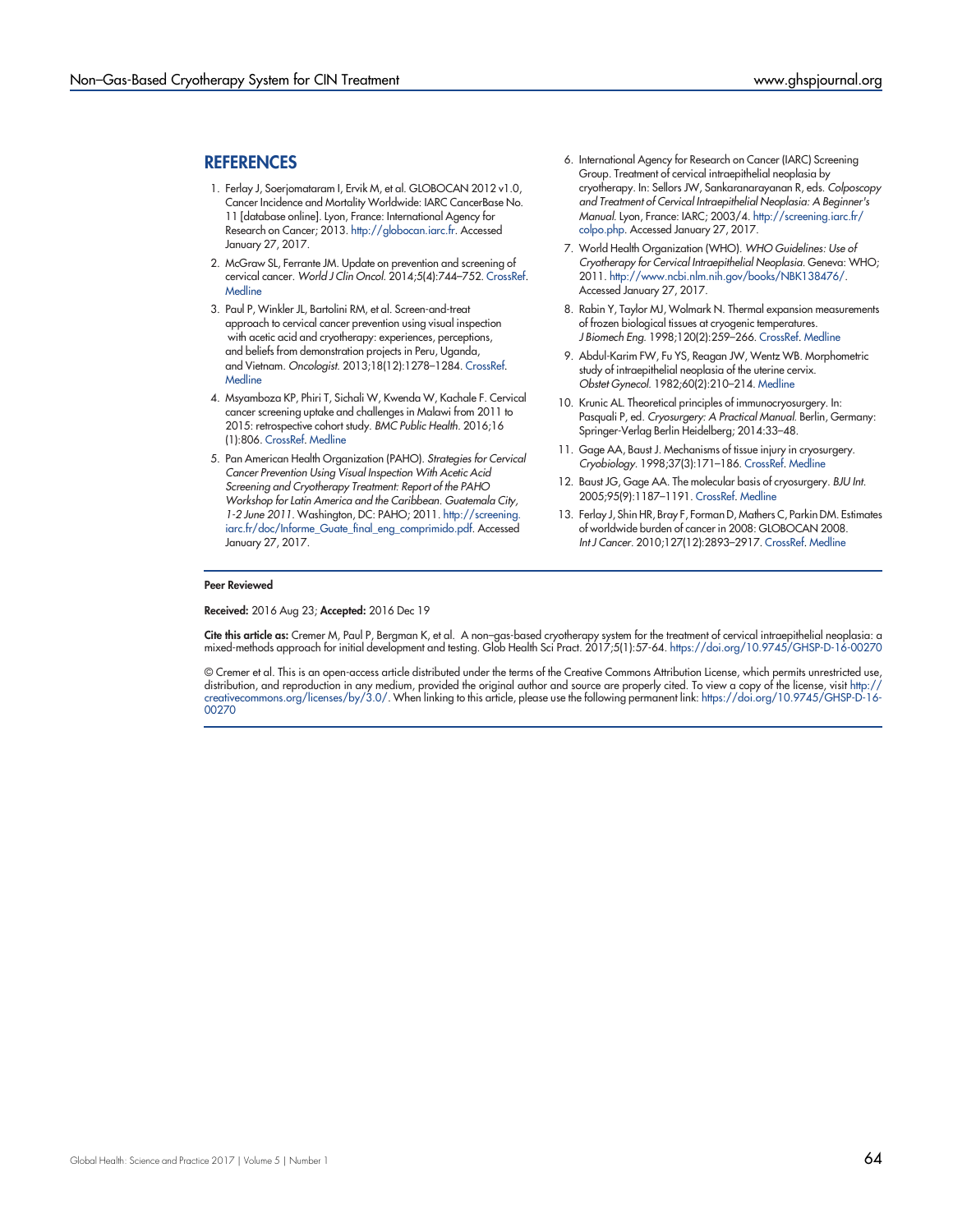## REFERENCES

1. Ferlay J, Soerjomataram I, Ervik M, et al. GLOBOCAN 2012 v1.0, Cancer Incidence and Mortality Worldwide: IARC CancerBase No. 11 [database online]. Lyon, France: International Agency for Research on Cancer; 2013. http://globocan.iarc.fr. Accessed January 27, 2017.
2. McGraw SL, Ferrante JM. Update on prevention and screening of cervical cancer. *World J Clin Oncol*. 2014;5(4):744–752. CrossRef. Medline
3. Paul P, Winkler JL, Bartolini RM, et al. Screen-and-treat approach to cervical cancer prevention using visual inspection with acetic acid and cryotherapy: experiences, perceptions, and beliefs from demonstration projects in Peru, Uganda, and Vietnam. *Oncologist*. 2013;18(12):1278–1284. CrossRef. Medline
4. Msyamboza KP, Phiri T, Sichali W, Kwenda W, Kachale F. Cervical cancer screening uptake and challenges in Malawi from 2011 to 2015: retrospective cohort study. *BMC Public Health*. 2016;16(1):806. CrossRef. Medline
5. Pan American Health Organization (PAHO). *Strategies for Cervical Cancer Prevention Using Visual Inspection With Acetic Acid Screening and Cryotherapy Treatment: Report of the PAHO Workshop for Latin America and the Caribbean. Guatemala City, 1-2 June 2011*. Washington, DC: PAHO; 2011. http://screening.iarc.fr/doc/Informe_Guate_final_eng_comprimido.pdf. Accessed January 27, 2017.
6. International Agency for Research on Cancer (IARC) Screening Group. Treatment of cervical intraepithelial neoplasia by cryotherapy. In: Sellors JW, Sankaranarayanan R, eds. *Colposcopy and Treatment of Cervical Intraepithelial Neoplasia: A Beginner's Manual*. Lyon, France: IARC; 2003/4. http://screening.iarc.fr/colpo.php. Accessed January 27, 2017.
7. World Health Organization (WHO). *WHO Guidelines: Use of Cryotherapy for Cervical Intraepithelial Neoplasia*. Geneva: WHO; 2011. http://www.ncbi.nlm.nih.gov/books/NBK138476/. Accessed January 27, 2017.
8. Rabin Y, Taylor MJ, Wolmark N. Thermal expansion measurements of frozen biological tissues at cryogenic temperatures. *J Biomech Eng*. 1998;120(2):259–266. CrossRef. Medline
9. Abdul-Karim FW, Fu YS, Reagan JW, Wentz WB. Morphometric study of intraepithelial neoplasia of the uterine cervix. *Obstet Gynecol*. 1982;60(2):210–214. Medline
10. Krunic AL. Theoretical principles of immunocryosurgery. In: Pasquali P, ed. *Cryosurgery: A Practical Manual*. Berlin, Germany: Springer-Verlag Berlin Heidelberg; 2014:33–48.
11. Gage AA, Baust J. Mechanisms of tissue injury in cryosurgery. *Cryobiology*. 1998;37(3):171–186. CrossRef. Medline
12. Baust JG, Gage AA. The molecular basis of cryosurgery. *BJU Int*. 2005;95(9):1187–1191. CrossRef. Medline
13. Ferlay J, Shin HR, Bray F, Forman D, Mathers C, Parkin DM. Estimates of worldwide burden of cancer in 2008: GLOBOCAN 2008. *Int J Cancer*. 2010;127(12):2893–2917. CrossRef. Medline

---

**Peer Reviewed**

**Received:** 2016 Aug 23; **Accepted:** 2016 Dec 19

**Cite this article as:** Cremer M, Paul P, Bergman K, et al. A non–gas-based cryotherapy system for the treatment of cervical intraepithelial neoplasia: a mixed-methods approach for initial development and testing. Glob Health Sci Pract. 2017;5(1):57-64. https://doi.org/10.9745/GHSP-D-16-00270

© Cremer et al. This is an open-access article distributed under the terms of the Creative Commons Attribution License, which permits unrestricted use, distribution, and reproduction in any medium, provided the original author and source are properly cited. To view a copy of the license, visit http://creativecommons.org/licenses/by/3.0/. When linking to this article, please use the following permanent link: https://doi.org/10.9745/GHSP-D-16-00270